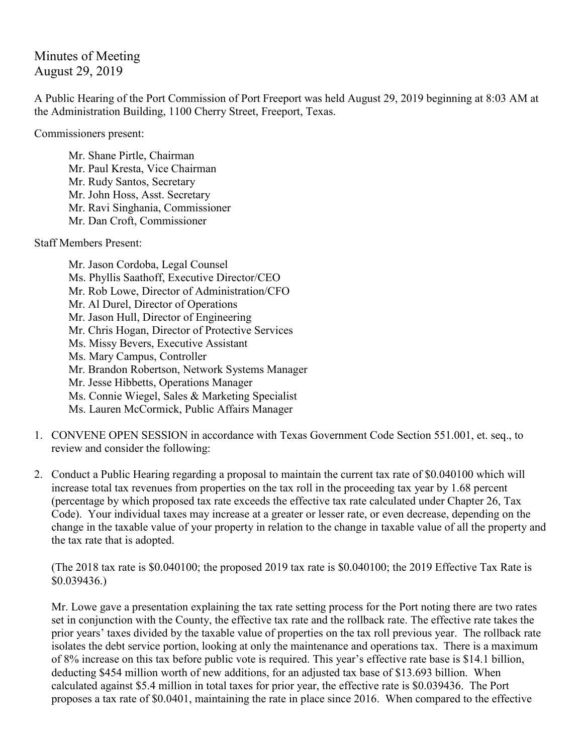# Minutes of Meeting
August 29, 2019

A Public Hearing of the Port Commission of Port Freeport was held August 29, 2019 beginning at 8:03 AM at the Administration Building, 1100 Cherry Street, Freeport, Texas.

Commissioners present:

- Mr. Shane Pirtle, Chairman
- Mr. Paul Kresta, Vice Chairman
- Mr. Rudy Santos, Secretary
- Mr. John Hoss, Asst. Secretary
- Mr. Ravi Singhania, Commissioner
- Mr. Dan Croft, Commissioner

Staff Members Present:

- Mr. Jason Cordoba, Legal Counsel
- Ms. Phyllis Saathoff, Executive Director/CEO
- Mr. Rob Lowe, Director of Administration/CFO
- Mr. Al Durel, Director of Operations
- Mr. Jason Hull, Director of Engineering
- Mr. Chris Hogan, Director of Protective Services
- Ms. Missy Bevers, Executive Assistant
- Ms. Mary Campus, Controller
- Mr. Brandon Robertson, Network Systems Manager
- Mr. Jesse Hibbetts, Operations Manager
- Ms. Connie Wiegel, Sales & Marketing Specialist
- Ms. Lauren McCormick, Public Affairs Manager

1. CONVENE OPEN SESSION in accordance with Texas Government Code Section 551.001, et. seq., to review and consider the following:

2. Conduct a Public Hearing regarding a proposal to maintain the current tax rate of $0.040100 which will increase total tax revenues from properties on the tax roll in the proceeding tax year by 1.68 percent (percentage by which proposed tax rate exceeds the effective tax rate calculated under Chapter 26, Tax Code). Your individual taxes may increase at a greater or lesser rate, or even decrease, depending on the change in the taxable value of your property in relation to the change in taxable value of all the property and the tax rate that is adopted.

   (The 2018 tax rate is $0.040100; the proposed 2019 tax rate is $0.040100; the 2019 Effective Tax Rate is $0.039436.)

   Mr. Lowe gave a presentation explaining the tax rate setting process for the Port noting there are two rates set in conjunction with the County, the effective tax rate and the rollback rate. The effective rate takes the prior years' taxes divided by the taxable value of properties on the tax roll previous year. The rollback rate isolates the debt service portion, looking at only the maintenance and operations tax. There is a maximum of 8% increase on this tax before public vote is required. This year's effective rate base is $14.1 billion, deducting $454 million worth of new additions, for an adjusted tax base of $13.693 billion. When calculated against $5.4 million in total taxes for prior year, the effective rate is $0.039436. The Port proposes a tax rate of $0.0401, maintaining the rate in place since 2016. When compared to the effective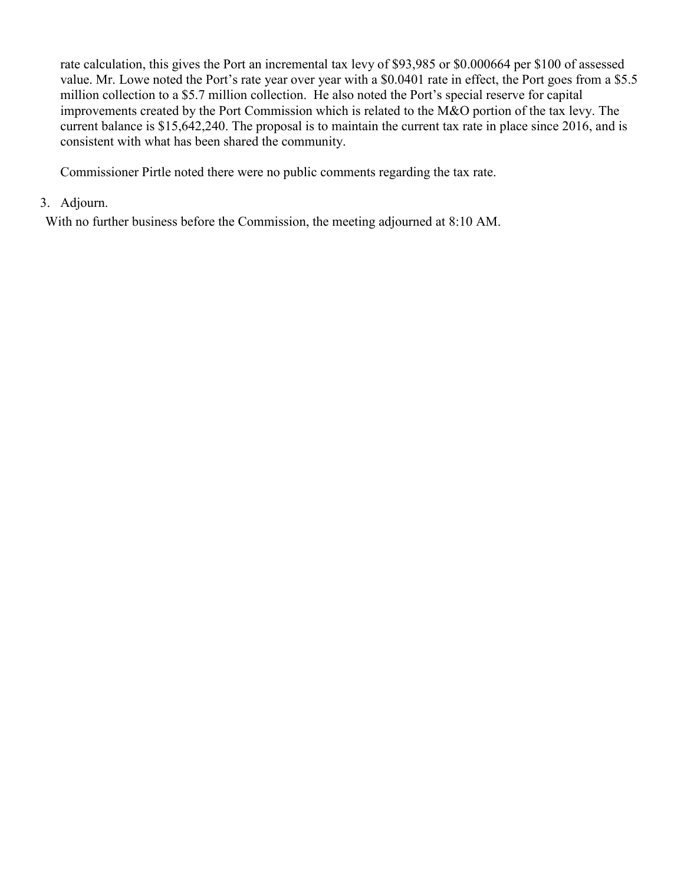rate calculation, this gives the Port an incremental tax levy of $93,985 or $0.000664 per $100 of assessed value. Mr. Lowe noted the Port's rate year over year with a $0.0401 rate in effect, the Port goes from a $5.5 million collection to a $5.7 million collection. He also noted the Port's special reserve for capital improvements created by the Port Commission which is related to the M&O portion of the tax levy. The current balance is $15,642,240. The proposal is to maintain the current tax rate in place since 2016, and is consistent with what has been shared the community.

Commissioner Pirtle noted there were no public comments regarding the tax rate.

3. Adjourn.

With no further business before the Commission, the meeting adjourned at 8:10 AM.